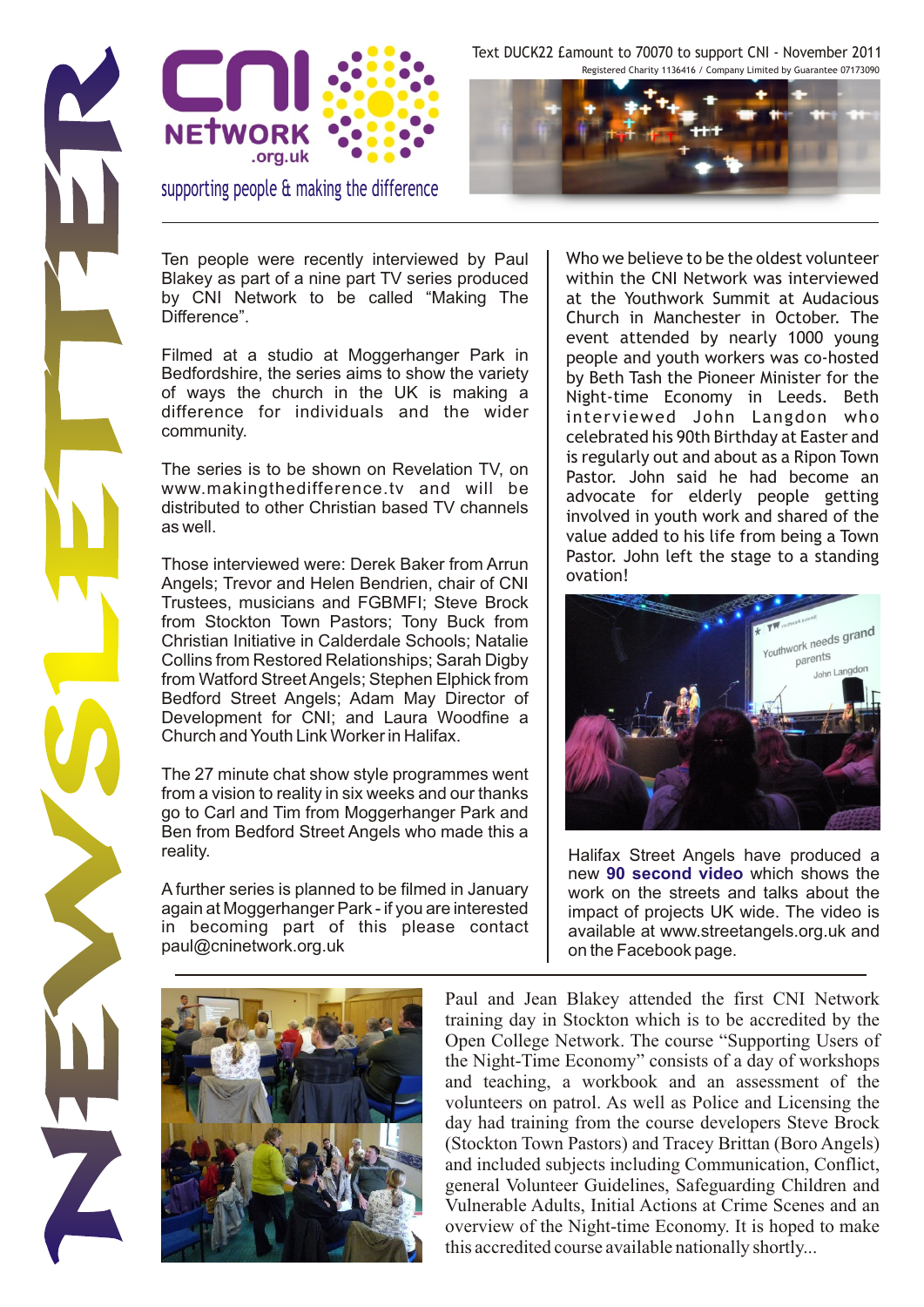# NEWSLETTER

CNI NETWORK .org.uk

supporting people & making the difference

Text DUCK22 £amount to 70070 to support CNI - November 2011

Registered Charity 1136416 / Company Limited by Guarantee 07173090

Ten people were recently interviewed by Paul Blakey as part of a nine part TV series produced by CNI Network to be called "Making The Difference".

Filmed at a studio at Moggerhanger Park in Bedfordshire, the series aims to show the variety of ways the church in the UK is making a difference for individuals and the wider community.

The series is to be shown on Revelation TV, on www.makingthedifference.tv and will be distributed to other Christian based TV channels as well.

Those interviewed were: Derek Baker from Arrun Angels; Trevor and Helen Bendrien, chair of CNI Trustees, musicians and FGBMFI; Steve Brock from Stockton Town Pastors; Tony Buck from Christian Initiative in Calderdale Schools; Natalie Collins from Restored Relationships; Sarah Digby from Watford Street Angels; Stephen Elphick from Bedford Street Angels; Adam May Director of Development for CNI; and Laura Woodfine a Church and Youth Link Worker in Halifax.

The 27 minute chat show style programmes went from a vision to reality in six weeks and our thanks go to Carl and Tim from Moggerhanger Park and Ben from Bedford Street Angels who made this a reality.

A further series is planned to be filmed in January again at Moggerhanger Park - if you are interested in becoming part of this please contact paul@cninetwork.org.uk

Who we believe to be the oldest volunteer within the CNI Network was interviewed at the Youthwork Summit at Audacious Church in Manchester in October. The event attended by nearly 1000 young people and youth workers was co-hosted by Beth Tash the Pioneer Minister for the Night-time Economy in Leeds. Beth interviewed John Langdon who celebrated his 90th Birthday at Easter and is regularly out and about as a Ripon Town Pastor. John said he had become an advocate for elderly people getting involved in youth work and shared of the value added to his life from being a Town Pastor. John left the stage to a standing ovation!

Halifax Street Angels have produced a new **90 second video** which shows the work on the streets and talks about the impact of projects UK wide. The video is available at www.streetangels.org.uk and on the Facebook page.

Paul and Jean Blakey attended the first CNI Network training day in Stockton which is to be accredited by the Open College Network. The course "Supporting Users of the Night-Time Economy" consists of a day of workshops and teaching, a workbook and an assessment of the volunteers on patrol. As well as Police and Licensing the day had training from the course developers Steve Brock (Stockton Town Pastors) and Tracey Brittan (Boro Angels) and included subjects including Communication, Conflict, general Volunteer Guidelines, Safeguarding Children and Vulnerable Adults, Initial Actions at Crime Scenes and an overview of the Night-time Economy. It is hoped to make this accredited course available nationally shortly...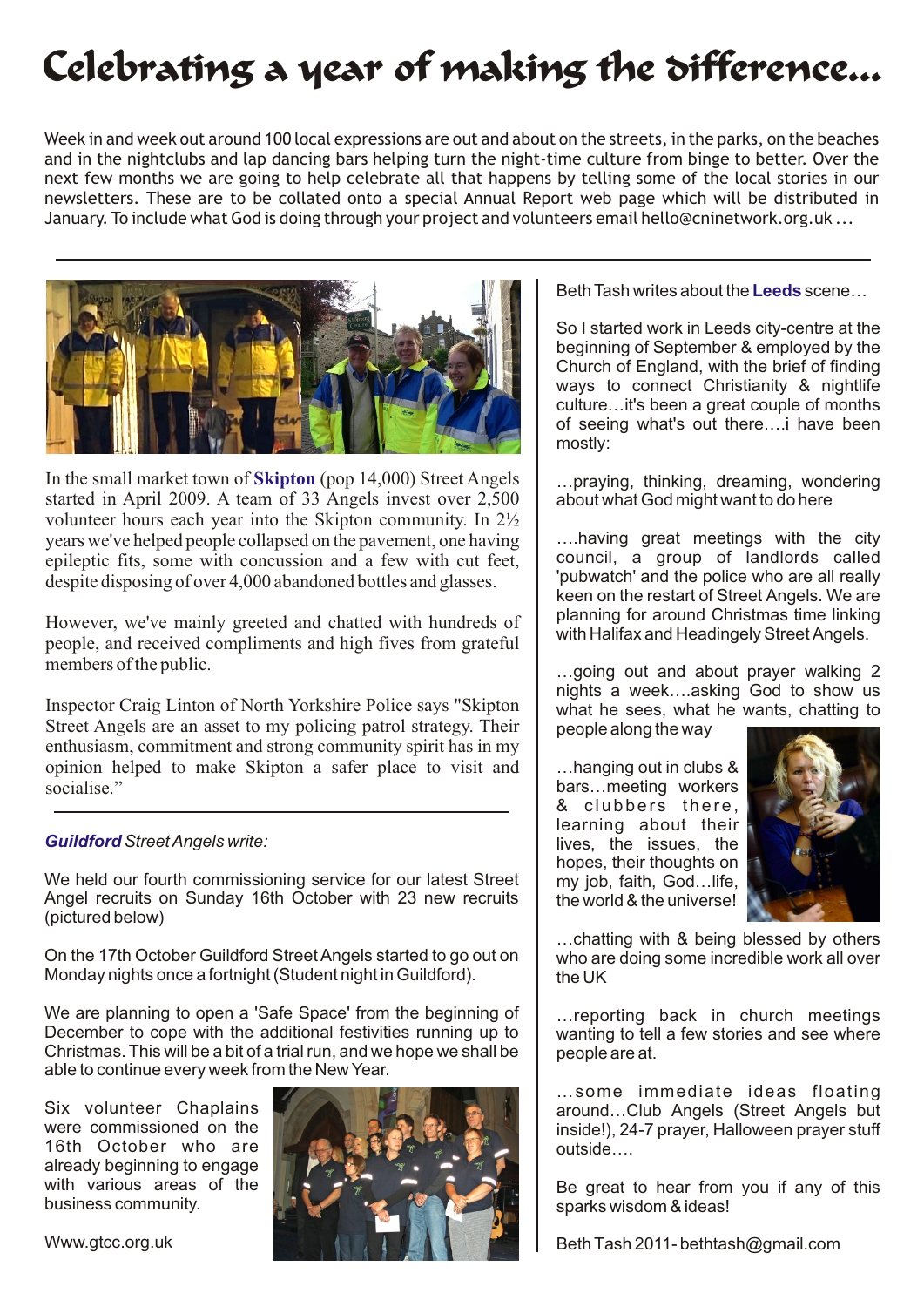# Celebrating a year of making the difference...

Week in and week out around 100 local expressions are out and about on the streets, in the parks, on the beaches and in the nightclubs and lap dancing bars helping turn the night-time culture from binge to better. Over the next few months we are going to help celebrate all that happens by telling some of the local stories in our newsletters. These are to be collated onto a special Annual Report web page which will be distributed in January. To include what God is doing through your project and volunteers email hello@cninetwork.org.uk …

---

In the small market town of **Skipton** (pop 14,000) Street Angels started in April 2009. A team of 33 Angels invest over 2,500 volunteer hours each year into the Skipton community. In 2½ years we've helped people collapsed on the pavement, one having epileptic fits, some with concussion and a few with cut feet, despite disposing of over 4,000 abandoned bottles and glasses.

However, we've mainly greeted and chatted with hundreds of people, and received compliments and high fives from grateful members of the public.

Inspector Craig Linton of North Yorkshire Police says "Skipton Street Angels are an asset to my policing patrol strategy. Their enthusiasm, commitment and strong community spirit has in my opinion helped to make Skipton a safer place to visit and socialise."

---

***Guildford** Street Angels write:*

We held our fourth commissioning service for our latest Street Angel recruits on Sunday 16th October with 23 new recruits (pictured below)

On the 17th October Guildford Street Angels started to go out on Monday nights once a fortnight (Student night in Guildford).

We are planning to open a 'Safe Space' from the beginning of December to cope with the additional festivities running up to Christmas. This will be a bit of a trial run, and we hope we shall be able to continue every week from the New Year.

Six volunteer Chaplains were commissioned on the 16th October who are already beginning to engage with various areas of the business community.

Www.gtcc.org.uk

---

Beth Tash writes about the **Leeds** scene…

So I started work in Leeds city-centre at the beginning of September & employed by the Church of England, with the brief of finding ways to connect Christianity & nightlife culture…it's been a great couple of months of seeing what's out there….i have been mostly:

…praying, thinking, dreaming, wondering about what God might want to do here

….having great meetings with the city council, a group of landlords called 'pubwatch' and the police who are all really keen on the restart of Street Angels. We are planning for around Christmas time linking with Halifax and Headingely Street Angels.

…going out and about prayer walking 2 nights a week….asking God to show us what he sees, what he wants, chatting to people along the way

…hanging out in clubs & bars…meeting workers & clubbers there, learning about their lives, the issues, the hopes, their thoughts on my job, faith, God…life, the world & the universe!

…chatting with & being blessed by others who are doing some incredible work all over the UK

…reporting back in church meetings wanting to tell a few stories and see where people are at.

…some immediate ideas floating around…Club Angels (Street Angels but inside!), 24-7 prayer, Halloween prayer stuff outside….

Be great to hear from you if any of this sparks wisdom & ideas!

Beth Tash 2011- bethtash@gmail.com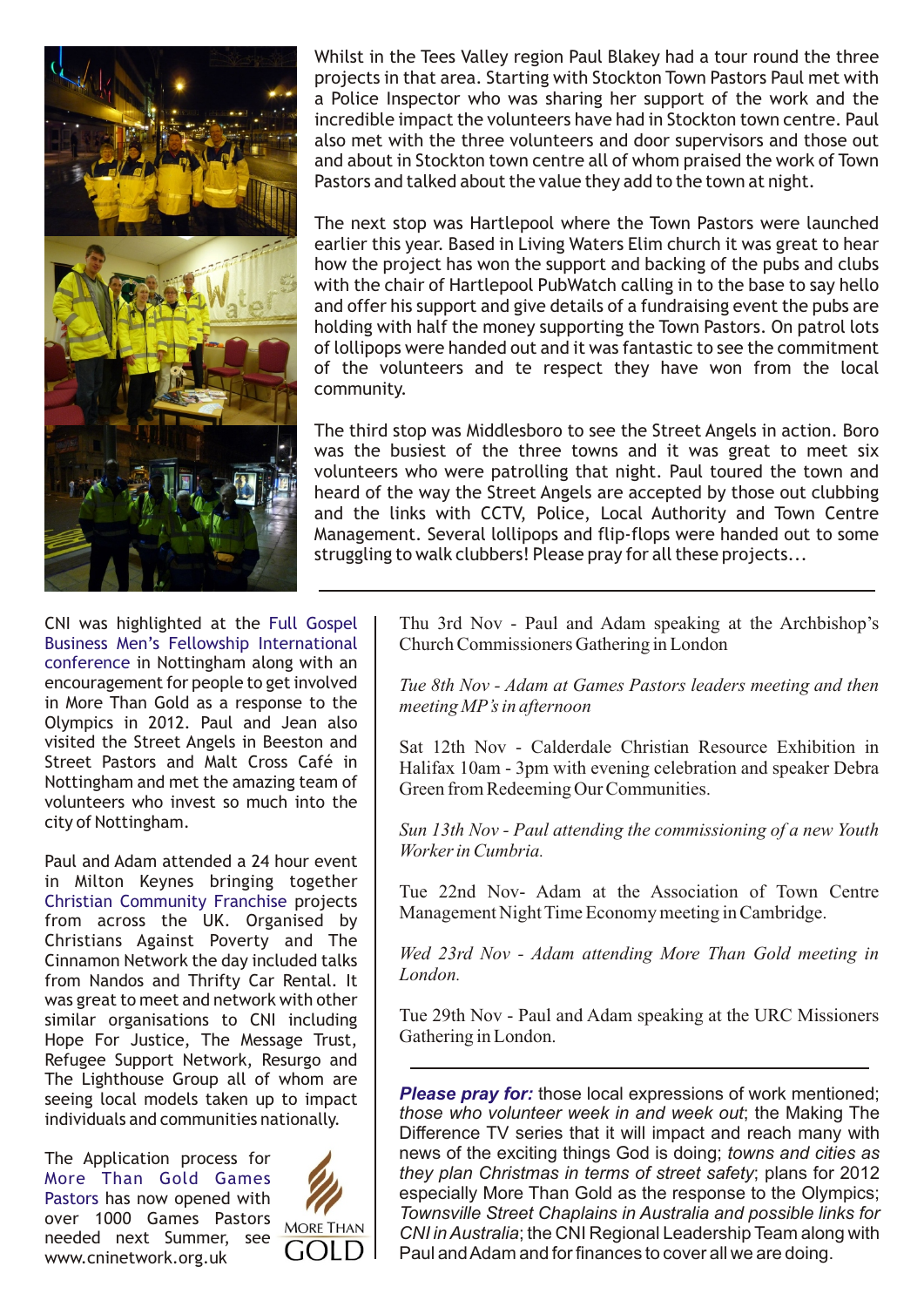Whilst in the Tees Valley region Paul Blakey had a tour round the three projects in that area. Starting with Stockton Town Pastors Paul met with a Police Inspector who was sharing her support of the work and the incredible impact the volunteers have had in Stockton town centre. Paul also met with the three volunteers and door supervisors and those out and about in Stockton town centre all of whom praised the work of Town Pastors and talked about the value they add to the town at night.

The next stop was Hartlepool where the Town Pastors were launched earlier this year. Based in Living Waters Elim church it was great to hear how the project has won the support and backing of the pubs and clubs with the chair of Hartlepool PubWatch calling in to the base to say hello and offer his support and give details of a fundraising event the pubs are holding with half the money supporting the Town Pastors. On patrol lots of lollipops were handed out and it was fantastic to see the commitment of the volunteers and te respect they have won from the local community.

The third stop was Middlesboro to see the Street Angels in action. Boro was the busiest of the three towns and it was great to meet six volunteers who were patrolling that night. Paul toured the town and heard of the way the Street Angels are accepted by those out clubbing and the links with CCTV, Police, Local Authority and Town Centre Management. Several lollipops and flip-flops were handed out to some struggling to walk clubbers! Please pray for all these projects...

---

CNI was highlighted at the Full Gospel Business Men's Fellowship International conference in Nottingham along with an encouragement for people to get involved in More Than Gold as a response to the Olympics in 2012. Paul and Jean also visited the Street Angels in Beeston and Street Pastors and Malt Cross Café in Nottingham and met the amazing team of volunteers who invest so much into the city of Nottingham.

Paul and Adam attended a 24 hour event in Milton Keynes bringing together Christian Community Franchise projects from across the UK. Organised by Christians Against Poverty and The Cinnamon Network the day included talks from Nandos and Thrifty Car Rental. It was great to meet and network with other similar organisations to CNI including Hope For Justice, The Message Trust, Refugee Support Network, Resurgo and The Lighthouse Group all of whom are seeing local models taken up to impact individuals and communities nationally.

The Application process for More Than Gold Games Pastors has now opened with over 1000 Games Pastors needed next Summer, see www.cninetwork.org.uk

MORE THAN GOLD

Thu 3rd Nov - Paul and Adam speaking at the Archbishop's Church Commissioners Gathering in London

*Tue 8th Nov - Adam at Games Pastors leaders meeting and then meeting MP's in afternoon*

Sat 12th Nov - Calderdale Christian Resource Exhibition in Halifax 10am - 3pm with evening celebration and speaker Debra Green from Redeeming Our Communities.

*Sun 13th Nov - Paul attending the commissioning of a new Youth Worker in Cumbria.*

Tue 22nd Nov- Adam at the Association of Town Centre Management Night Time Economy meeting in Cambridge.

*Wed 23rd Nov - Adam attending More Than Gold meeting in London.*

Tue 29th Nov - Paul and Adam speaking at the URC Missioners Gathering in London.

---

***Please pray for:*** those local expressions of work mentioned; *those who volunteer week in and week out*; the Making The Difference TV series that it will impact and reach many with news of the exciting things God is doing; *towns and cities as they plan Christmas in terms of street safety*; plans for 2012 especially More Than Gold as the response to the Olympics; *Townsville Street Chaplains in Australia and possible links for CNI in Australia*; the CNI Regional Leadership Team along with Paul and Adam and for finances to cover all we are doing.